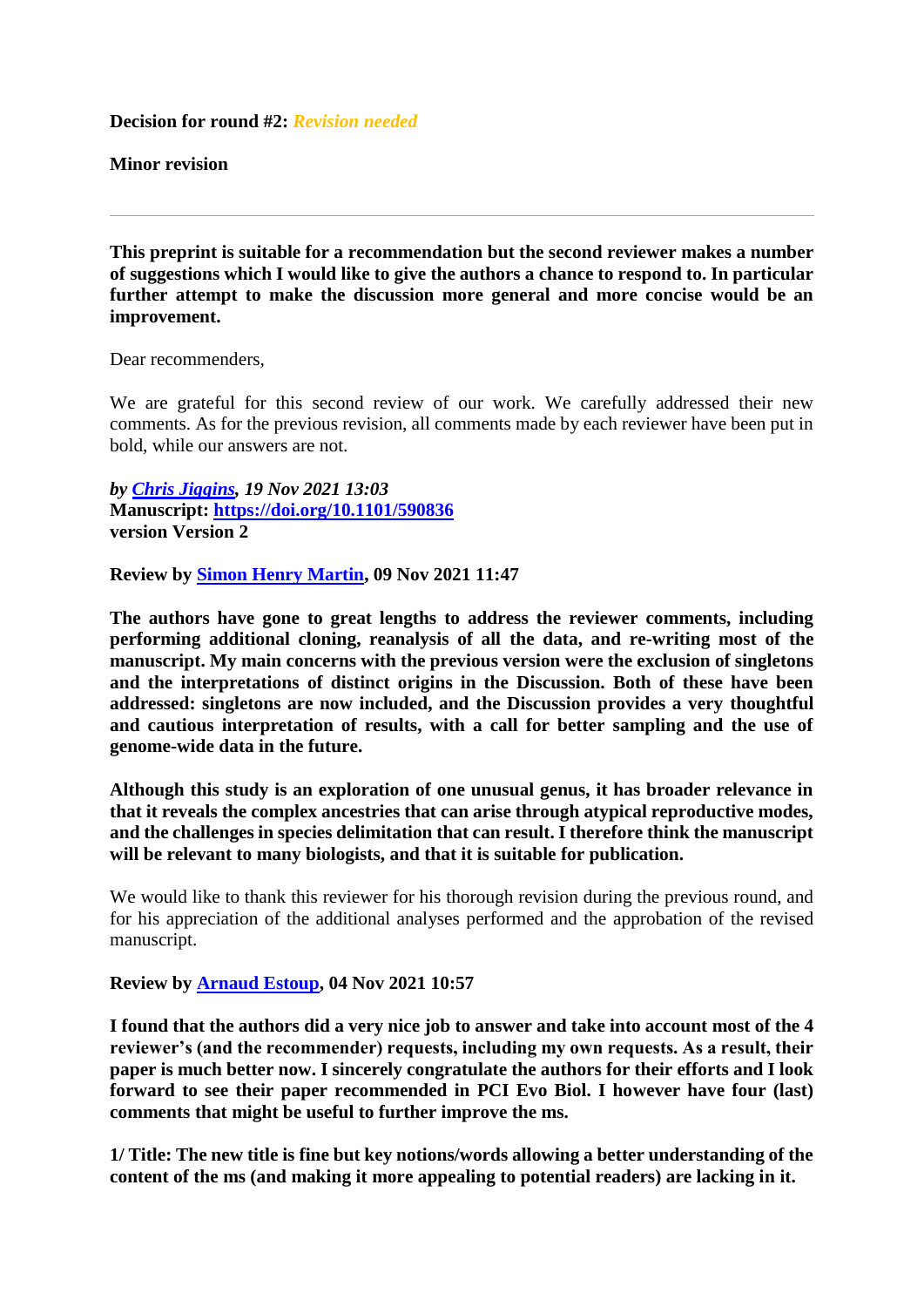**Decision for round #2:** *Revision needed*

**Minor revision**

---

**This preprint is suitable for a recommendation but the second reviewer makes a number of suggestions which I would like to give the authors a chance to respond to. In particular further attempt to make the discussion more general and more concise would be an improvement.**

Dear recommenders,

We are grateful for this second review of our work. We carefully addressed their new comments. As for the previous revision, all comments made by each reviewer have been put in bold, while our answers are not.

***by [Chris Jiggins](), 19 Nov 2021 13:03***
**Manuscript: [https://doi.org/10.1101/590836](https://doi.org/10.1101/590836)**
**version Version 2**

**Review by [Simon Henry Martin](), 09 Nov 2021 11:47**

**The authors have gone to great lengths to address the reviewer comments, including performing additional cloning, reanalysis of all the data, and re-writing most of the manuscript. My main concerns with the previous version were the exclusion of singletons and the interpretations of distinct origins in the Discussion. Both of these have been addressed: singletons are now included, and the Discussion provides a very thoughtful and cautious interpretation of results, with a call for better sampling and the use of genome-wide data in the future.**

**Although this study is an exploration of one unusual genus, it has broader relevance in that it reveals the complex ancestries that can arise through atypical reproductive modes, and the challenges in species delimitation that can result. I therefore think the manuscript will be relevant to many biologists, and that it is suitable for publication.**

We would like to thank this reviewer for his thorough revision during the previous round, and for his appreciation of the additional analyses performed and the approbation of the revised manuscript.

**Review by [Arnaud Estoup](), 04 Nov 2021 10:57**

**I found that the authors did a very nice job to answer and take into account most of the 4 reviewer's (and the recommender) requests, including my own requests. As a result, their paper is much better now. I sincerely congratulate the authors for their efforts and I look forward to see their paper recommended in PCI Evo Biol. I however have four (last) comments that might be useful to further improve the ms.**

**1/ Title: The new title is fine but key notions/words allowing a better understanding of the content of the ms (and making it more appealing to potential readers) are lacking in it.**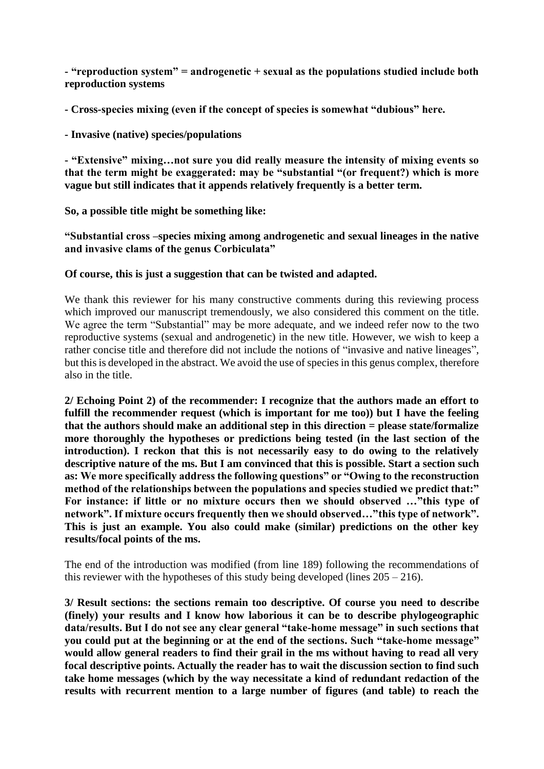**- "reproduction system" = androgenetic + sexual as the populations studied include both reproduction systems**

**- Cross-species mixing (even if the concept of species is somewhat "dubious" here.**

**- Invasive (native) species/populations**

**- "Extensive" mixing…not sure you did really measure the intensity of mixing events so that the term might be exaggerated: may be "substantial "(or frequent?) which is more vague but still indicates that it appends relatively frequently is a better term.**

**So, a possible title might be something like:**

**"Substantial cross –species mixing among androgenetic and sexual lineages in the native and invasive clams of the genus Corbiculata"**

**Of course, this is just a suggestion that can be twisted and adapted.**

We thank this reviewer for his many constructive comments during this reviewing process which improved our manuscript tremendously, we also considered this comment on the title. We agree the term "Substantial" may be more adequate, and we indeed refer now to the two reproductive systems (sexual and androgenetic) in the new title. However, we wish to keep a rather concise title and therefore did not include the notions of "invasive and native lineages", but this is developed in the abstract. We avoid the use of species in this genus complex, therefore also in the title.

**2/ Echoing Point 2) of the recommender: I recognize that the authors made an effort to fulfill the recommender request (which is important for me too)) but I have the feeling that the authors should make an additional step in this direction = please state/formalize more thoroughly the hypotheses or predictions being tested (in the last section of the introduction). I reckon that this is not necessarily easy to do owing to the relatively descriptive nature of the ms. But I am convinced that this is possible. Start a section such as: We more specifically address the following questions" or "Owing to the reconstruction method of the relationships between the populations and species studied we predict that:" For instance: if little or no mixture occurs then we should observed …"this type of network". If mixture occurs frequently then we should observed…"this type of network". This is just an example. You also could make (similar) predictions on the other key results/focal points of the ms.**

The end of the introduction was modified (from line 189) following the recommendations of this reviewer with the hypotheses of this study being developed (lines 205 – 216).

**3/ Result sections: the sections remain too descriptive. Of course you need to describe (finely) your results and I know how laborious it can be to describe phylogeographic data/results. But I do not see any clear general "take-home message" in such sections that you could put at the beginning or at the end of the sections. Such "take-home message" would allow general readers to find their grail in the ms without having to read all very focal descriptive points. Actually the reader has to wait the discussion section to find such take home messages (which by the way necessitate a kind of redundant redaction of the results with recurrent mention to a large number of figures (and table) to reach the**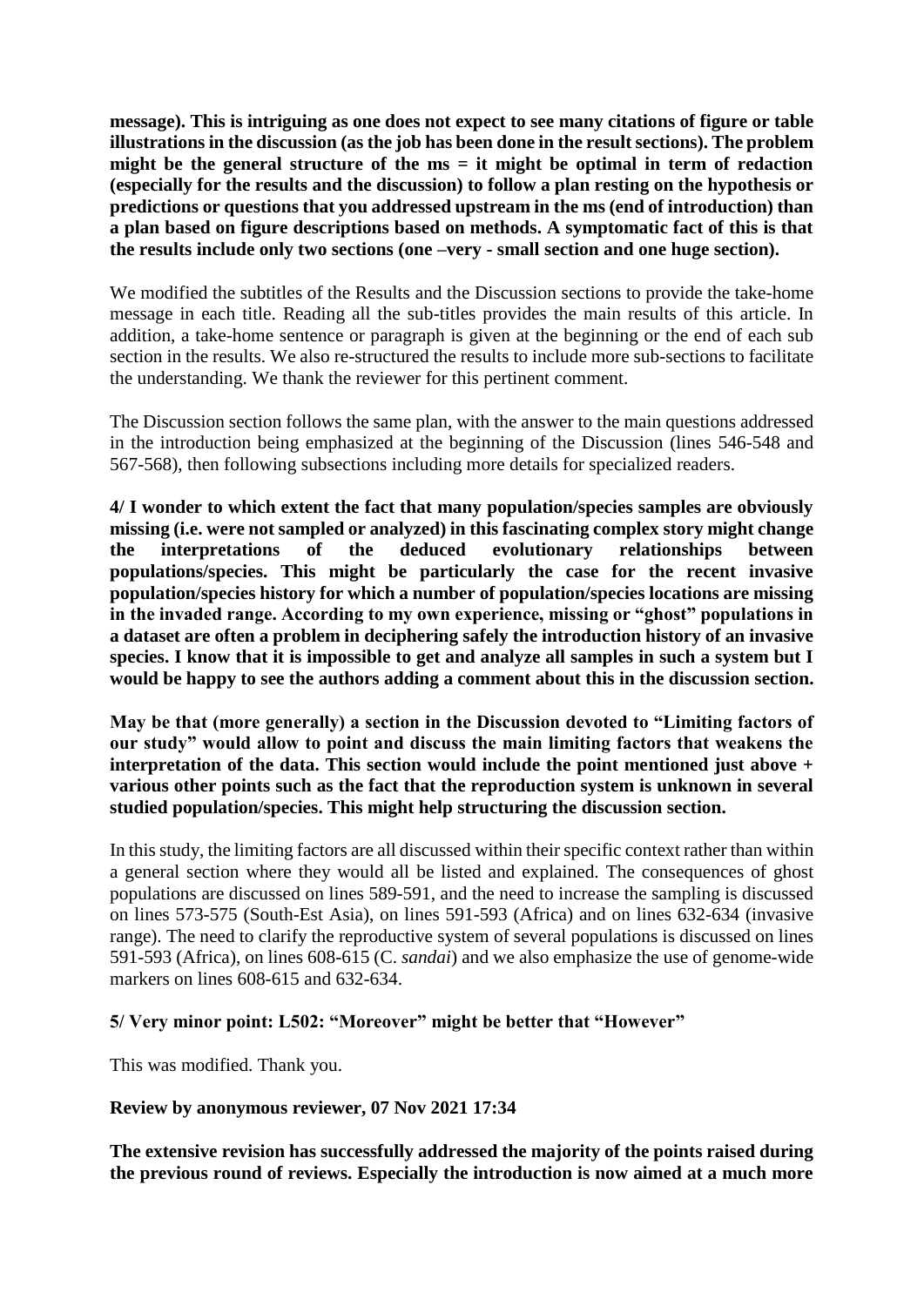**message). This is intriguing as one does not expect to see many citations of figure or table illustrations in the discussion (as the job has been done in the result sections). The problem might be the general structure of the ms = it might be optimal in term of redaction (especially for the results and the discussion) to follow a plan resting on the hypothesis or predictions or questions that you addressed upstream in the ms (end of introduction) than a plan based on figure descriptions based on methods. A symptomatic fact of this is that the results include only two sections (one –very - small section and one huge section).**

We modified the subtitles of the Results and the Discussion sections to provide the take-home message in each title. Reading all the sub-titles provides the main results of this article. In addition, a take-home sentence or paragraph is given at the beginning or the end of each sub section in the results. We also re-structured the results to include more sub-sections to facilitate the understanding. We thank the reviewer for this pertinent comment.

The Discussion section follows the same plan, with the answer to the main questions addressed in the introduction being emphasized at the beginning of the Discussion (lines 546-548 and 567-568), then following subsections including more details for specialized readers.

**4/ I wonder to which extent the fact that many population/species samples are obviously missing (i.e. were not sampled or analyzed) in this fascinating complex story might change the interpretations of the deduced evolutionary relationships between populations/species. This might be particularly the case for the recent invasive population/species history for which a number of population/species locations are missing in the invaded range. According to my own experience, missing or "ghost" populations in a dataset are often a problem in deciphering safely the introduction history of an invasive species. I know that it is impossible to get and analyze all samples in such a system but I would be happy to see the authors adding a comment about this in the discussion section.**

**May be that (more generally) a section in the Discussion devoted to "Limiting factors of our study" would allow to point and discuss the main limiting factors that weakens the interpretation of the data. This section would include the point mentioned just above + various other points such as the fact that the reproduction system is unknown in several studied population/species. This might help structuring the discussion section.**

In this study, the limiting factors are all discussed within their specific context rather than within a general section where they would all be listed and explained. The consequences of ghost populations are discussed on lines 589-591, and the need to increase the sampling is discussed on lines 573-575 (South-East Asia), on lines 591-593 (Africa) and on lines 632-634 (invasive range). The need to clarify the reproductive system of several populations is discussed on lines 591-593 (Africa), on lines 608-615 (C. *sandai*) and we also emphasize the use of genome-wide markers on lines 608-615 and 632-634.

**5/ Very minor point: L502: "Moreover" might be better that "However"**

This was modified. Thank you.

**Review by anonymous reviewer, 07 Nov 2021 17:34**

**The extensive revision has successfully addressed the majority of the points raised during the previous round of reviews. Especially the introduction is now aimed at a much more**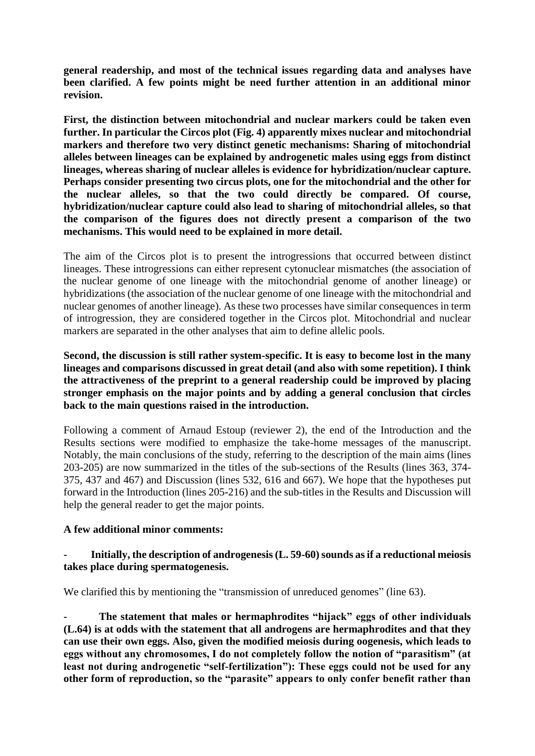**general readership, and most of the technical issues regarding data and analyses have been clarified. A few points might be need further attention in an additional minor revision.**

**First, the distinction between mitochondrial and nuclear markers could be taken even further. In particular the Circos plot (Fig. 4) apparently mixes nuclear and mitochondrial markers and therefore two very distinct genetic mechanisms: Sharing of mitochondrial alleles between lineages can be explained by androgenetic males using eggs from distinct lineages, whereas sharing of nuclear alleles is evidence for hybridization/nuclear capture. Perhaps consider presenting two circus plots, one for the mitochondrial and the other for the nuclear alleles, so that the two could directly be compared. Of course, hybridization/nuclear capture could also lead to sharing of mitochondrial alleles, so that the comparison of the figures does not directly present a comparison of the two mechanisms. This would need to be explained in more detail.**

The aim of the Circos plot is to present the introgressions that occurred between distinct lineages. These introgressions can either represent cytonuclear mismatches (the association of the nuclear genome of one lineage with the mitochondrial genome of another lineage) or hybridizations (the association of the nuclear genome of one lineage with the mitochondrial and nuclear genomes of another lineage). As these two processes have similar consequences in term of introgression, they are considered together in the Circos plot. Mitochondrial and nuclear markers are separated in the other analyses that aim to define allelic pools.

**Second, the discussion is still rather system-specific. It is easy to become lost in the many lineages and comparisons discussed in great detail (and also with some repetition). I think the attractiveness of the preprint to a general readership could be improved by placing stronger emphasis on the major points and by adding a general conclusion that circles back to the main questions raised in the introduction.**

Following a comment of Arnaud Estoup (reviewer 2), the end of the Introduction and the Results sections were modified to emphasize the take-home messages of the manuscript. Notably, the main conclusions of the study, referring to the description of the main aims (lines 203-205) are now summarized in the titles of the sub-sections of the Results (lines 363, 374-375, 437 and 467) and Discussion (lines 532, 616 and 667). We hope that the hypotheses put forward in the Introduction (lines 205-216) and the sub-titles in the Results and Discussion will help the general reader to get the major points.

**A few additional minor comments:**

- **Initially, the description of androgenesis (L. 59-60) sounds as if a reductional meiosis takes place during spermatogenesis.**

We clarified this by mentioning the "transmission of unreduced genomes" (line 63).

- **The statement that males or hermaphrodites "hijack" eggs of other individuals (L.64) is at odds with the statement that all androgens are hermaphrodites and that they can use their own eggs. Also, given the modified meiosis during oogenesis, which leads to eggs without any chromosomes, I do not completely follow the notion of "parasitism" (at least not during androgenetic "self-fertilization"): These eggs could not be used for any other form of reproduction, so the "parasite" appears to only confer benefit rather than**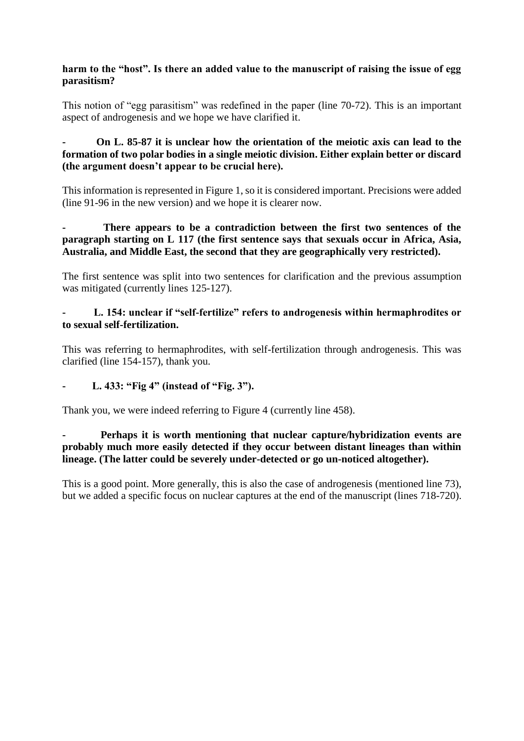**harm to the "host". Is there an added value to the manuscript of raising the issue of egg parasitism?**

This notion of "egg parasitism" was redefined in the paper (line 70-72). This is an important aspect of androgenesis and we hope we have clarified it.

- **On L. 85-87 it is unclear how the orientation of the meiotic axis can lead to the formation of two polar bodies in a single meiotic division. Either explain better or discard (the argument doesn't appear to be crucial here).**

This information is represented in Figure 1, so it is considered important. Precisions were added (line 91-96 in the new version) and we hope it is clearer now.

- **There appears to be a contradiction between the first two sentences of the paragraph starting on L 117 (the first sentence says that sexuals occur in Africa, Asia, Australia, and Middle East, the second that they are geographically very restricted).**

The first sentence was split into two sentences for clarification and the previous assumption was mitigated (currently lines 125-127).

- **L. 154: unclear if "self-fertilize" refers to androgenesis within hermaphrodites or to sexual self-fertilization.**

This was referring to hermaphrodites, with self-fertilization through androgenesis. This was clarified (line 154-157), thank you.

- **L. 433: "Fig 4" (instead of "Fig. 3").**

Thank you, we were indeed referring to Figure 4 (currently line 458).

- **Perhaps it is worth mentioning that nuclear capture/hybridization events are probably much more easily detected if they occur between distant lineages than within lineage. (The latter could be severely under-detected or go un-noticed altogether).**

This is a good point. More generally, this is also the case of androgenesis (mentioned line 73), but we added a specific focus on nuclear captures at the end of the manuscript (lines 718-720).